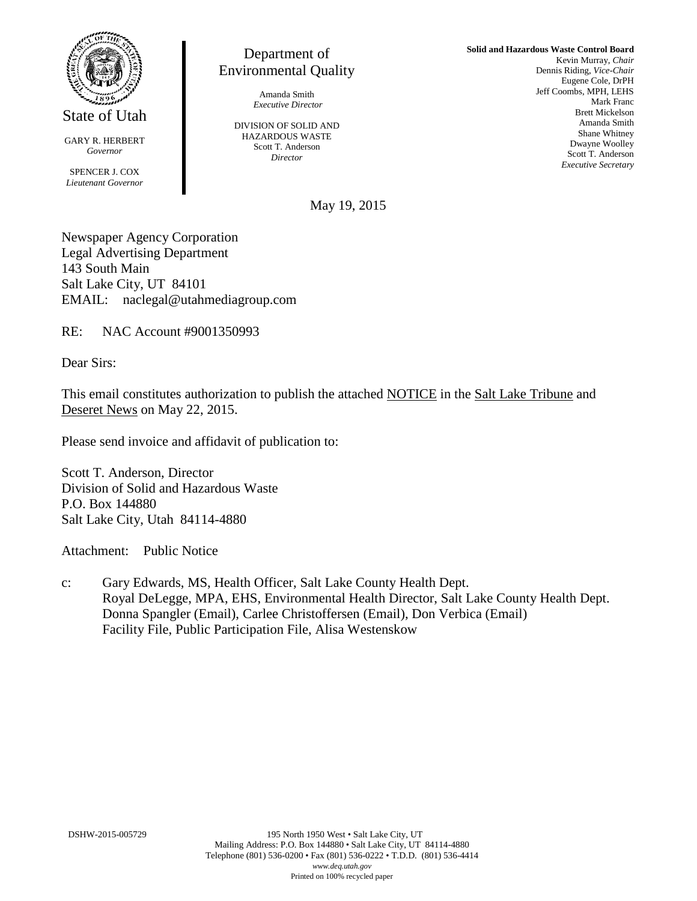State of Utah

GARY R. HERBERT
*Governor*

SPENCER J. COX
*Lieutenant Governor*

Department of
Environmental Quality

Amanda Smith
*Executive Director*

DIVISION OF SOLID AND
HAZARDOUS WASTE
Scott T. Anderson
*Director*

**Solid and Hazardous Waste Control Board**
Kevin Murray, *Chair*
Dennis Riding, *Vice-Chair*
Eugene Cole, DrPH
Jeff Coombs, MPH, LEHS
Mark Franc
Brett Mickelson
Amanda Smith
Shane Whitney
Dwayne Woolley
Scott T. Anderson
*Executive Secretary*

May 19, 2015

Newspaper Agency Corporation
Legal Advertising Department
143 South Main
Salt Lake City, UT 84101
EMAIL: naclegal@utahmediagroup.com

RE: NAC Account #9001350993

Dear Sirs:

This email constitutes authorization to publish the attached NOTICE in the Salt Lake Tribune and Deseret News on May 22, 2015.

Please send invoice and affidavit of publication to:

Scott T. Anderson, Director
Division of Solid and Hazardous Waste
P.O. Box 144880
Salt Lake City, Utah 84114-4880

Attachment: Public Notice

c: Gary Edwards, MS, Health Officer, Salt Lake County Health Dept.
Royal DeLegge, MPA, EHS, Environmental Health Director, Salt Lake County Health Dept.
Donna Spangler (Email), Carlee Christoffersen (Email), Don Verbica (Email)
Facility File, Public Participation File, Alisa Westenskow

DSHW-2015-005729

195 North 1950 West • Salt Lake City, UT
Mailing Address: P.O. Box 144880 • Salt Lake City, UT 84114-4880
Telephone (801) 536-0200 • Fax (801) 536-0222 • T.D.D. (801) 536-4414
*www.deq.utah.gov*
Printed on 100% recycled paper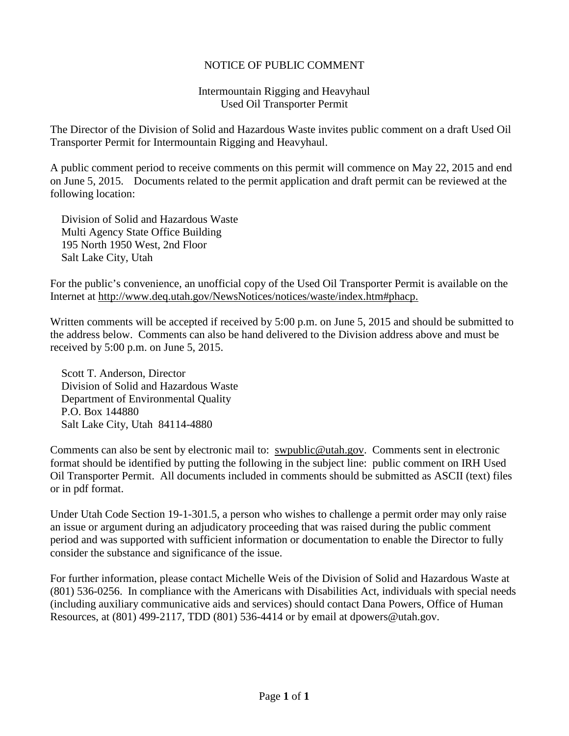# NOTICE OF PUBLIC COMMENT

## Intermountain Rigging and Heavyhaul
## Used Oil Transporter Permit

The Director of the Division of Solid and Hazardous Waste invites public comment on a draft Used Oil Transporter Permit for Intermountain Rigging and Heavyhaul.

A public comment period to receive comments on this permit will commence on May 22, 2015 and end on June 5, 2015. Documents related to the permit application and draft permit can be reviewed at the following location:

Division of Solid and Hazardous Waste
Multi Agency State Office Building
195 North 1950 West, 2nd Floor
Salt Lake City, Utah

For the public's convenience, an unofficial copy of the Used Oil Transporter Permit is available on the Internet at http://www.deq.utah.gov/NewsNotices/notices/waste/index.htm#phacp.

Written comments will be accepted if received by 5:00 p.m. on June 5, 2015 and should be submitted to the address below. Comments can also be hand delivered to the Division address above and must be received by 5:00 p.m. on June 5, 2015.

Scott T. Anderson, Director
Division of Solid and Hazardous Waste
Department of Environmental Quality
P.O. Box 144880
Salt Lake City, Utah 84114-4880

Comments can also be sent by electronic mail to: swpublic@utah.gov. Comments sent in electronic format should be identified by putting the following in the subject line: public comment on IRH Used Oil Transporter Permit. All documents included in comments should be submitted as ASCII (text) files or in pdf format.

Under Utah Code Section 19-1-301.5, a person who wishes to challenge a permit order may only raise an issue or argument during an adjudicatory proceeding that was raised during the public comment period and was supported with sufficient information or documentation to enable the Director to fully consider the substance and significance of the issue.

For further information, please contact Michelle Weis of the Division of Solid and Hazardous Waste at (801) 536-0256. In compliance with the Americans with Disabilities Act, individuals with special needs (including auxiliary communicative aids and services) should contact Dana Powers, Office of Human Resources, at (801) 499-2117, TDD (801) 536-4414 or by email at dpowers@utah.gov.